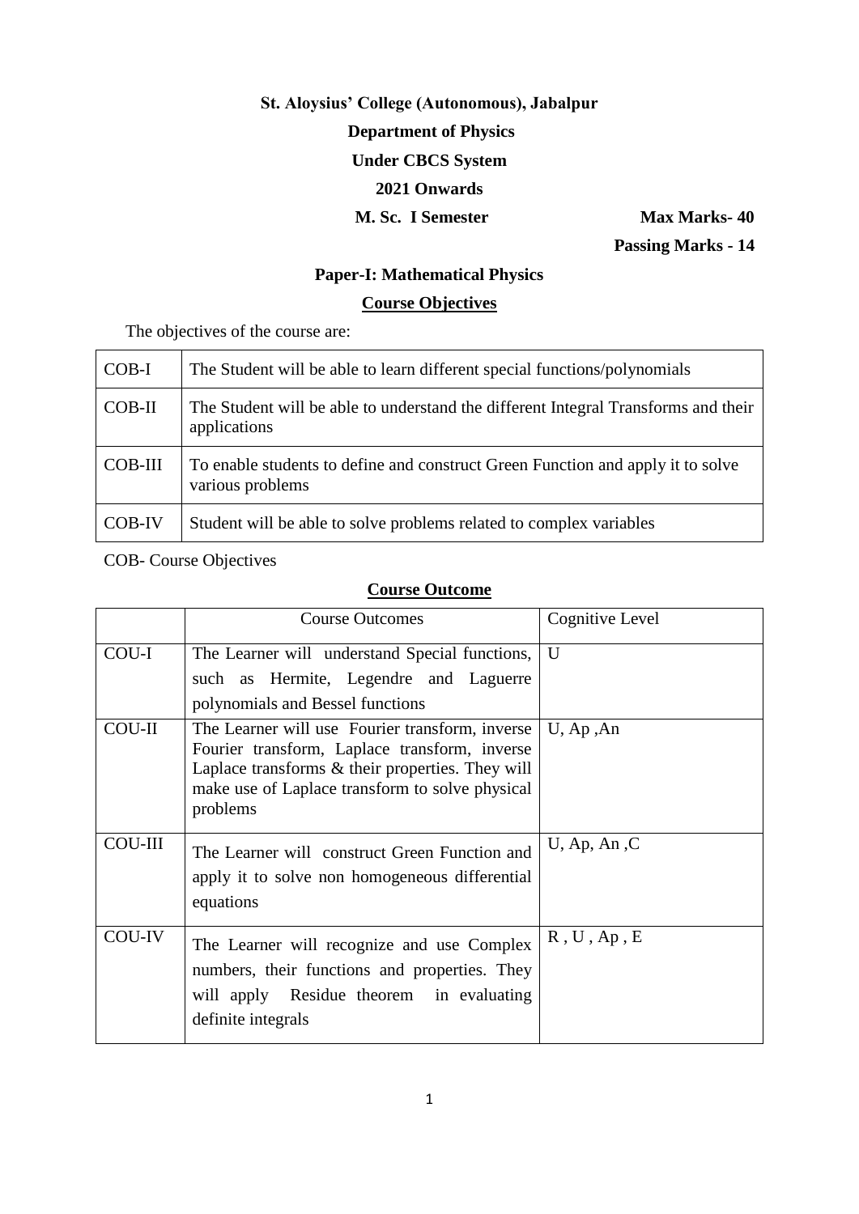**St. Aloysius' College (Autonomous), Jabalpur**

**Department of Physics**

**Under CBCS System**

**2021 Onwards**

**M. Sc. I Semester** **Max Marks- 40**

**Passing Marks - 14**

## Paper-I: Mathematical Physics

### Course Objectives

The objectives of the course are:

| | |
|---|---|
| COB-I | The Student will be able to learn different special functions/polynomials |
| COB-II | The Student will be able to understand the different Integral Transforms and their applications |
| COB-III | To enable students to define and construct Green Function and apply it to solve various problems |
| COB-IV | Student will be able to solve problems related to complex variables |

COB- Course Objectives

### Course Outcome

| | Course Outcomes | Cognitive Level |
|---|---|---|
| COU-I | The Learner will understand Special functions, such as Hermite, Legendre and Laguerre polynomials and Bessel functions | U |
| COU-II | The Learner will use Fourier transform, inverse Fourier transform, Laplace transform, inverse Laplace transforms & their properties. They will make use of Laplace transform to solve physical problems | U, Ap ,An |
| COU-III | The Learner will construct Green Function and apply it to solve non homogeneous differential equations | U, Ap, An ,C |
| COU-IV | The Learner will recognize and use Complex numbers, their functions and properties. They will apply Residue theorem in evaluating definite integrals | R , U , Ap , E |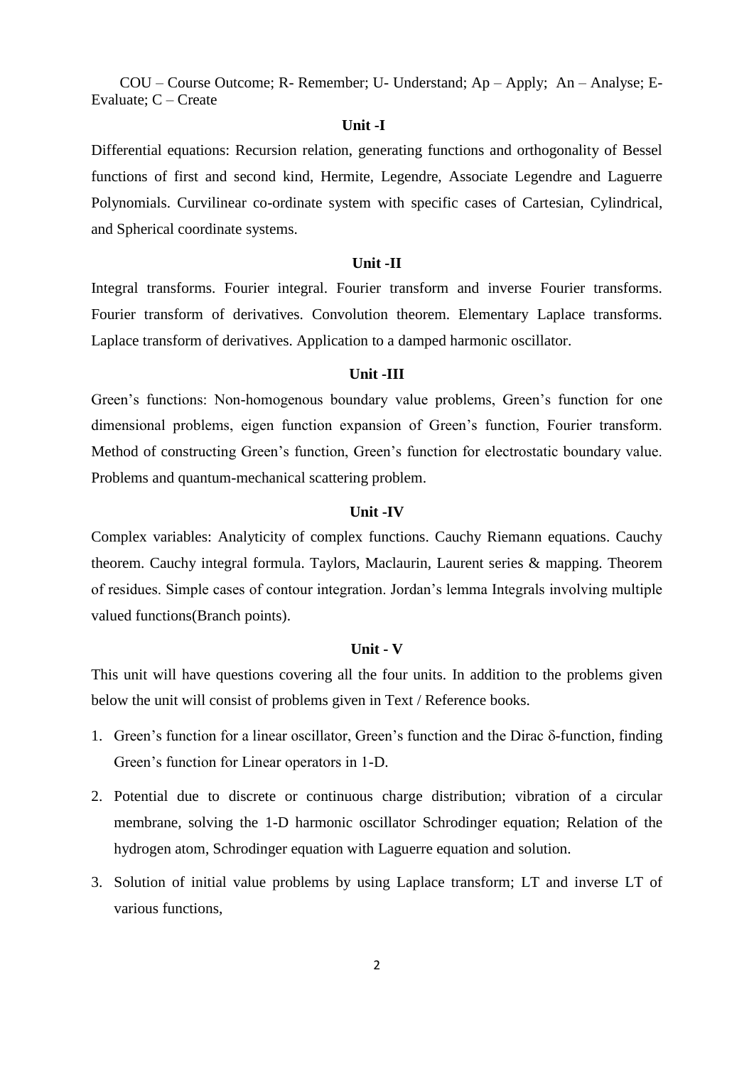COU – Course Outcome; R- Remember; U- Understand; Ap – Apply; An – Analyse; E- Evaluate; C – Create

## Unit -I

Differential equations: Recursion relation, generating functions and orthogonality of Bessel functions of first and second kind, Hermite, Legendre, Associate Legendre and Laguerre Polynomials. Curvilinear co-ordinate system with specific cases of Cartesian, Cylindrical, and Spherical coordinate systems.

## Unit -II

Integral transforms. Fourier integral. Fourier transform and inverse Fourier transforms. Fourier transform of derivatives. Convolution theorem. Elementary Laplace transforms. Laplace transform of derivatives. Application to a damped harmonic oscillator.

## Unit -III

Green's functions: Non-homogenous boundary value problems, Green's function for one dimensional problems, eigen function expansion of Green's function, Fourier transform. Method of constructing Green's function, Green's function for electrostatic boundary value. Problems and quantum-mechanical scattering problem.

## Unit -IV

Complex variables: Analyticity of complex functions. Cauchy Riemann equations. Cauchy theorem. Cauchy integral formula. Taylors, Maclaurin, Laurent series & mapping. Theorem of residues. Simple cases of contour integration. Jordan's lemma Integrals involving multiple valued functions(Branch points).

## Unit - V

This unit will have questions covering all the four units. In addition to the problems given below the unit will consist of problems given in Text / Reference books.

1. Green's function for a linear oscillator, Green's function and the Dirac $\delta$-function, finding Green's function for Linear operators in 1-D.
2. Potential due to discrete or continuous charge distribution; vibration of a circular membrane, solving the 1-D harmonic oscillator Schrodinger equation; Relation of the hydrogen atom, Schrodinger equation with Laguerre equation and solution.
3. Solution of initial value problems by using Laplace transform; LT and inverse LT of various functions,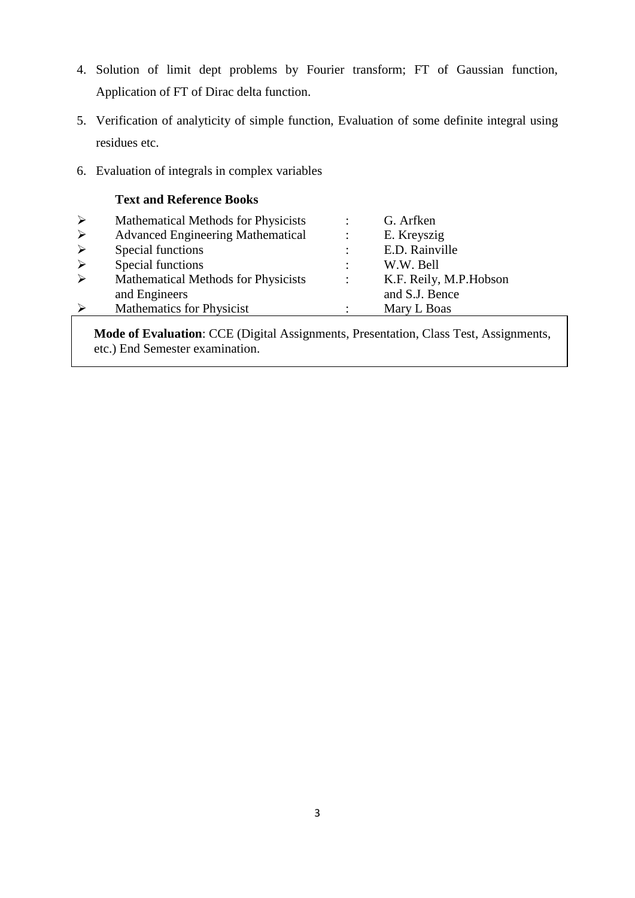4. Solution of limit dept problems by Fourier transform; FT of Gaussian function, Application of FT of Dirac delta function.
5. Verification of analyticity of simple function, Evaluation of some definite integral using residues etc.
6. Evaluation of integrals in complex variables

**Text and Reference Books**

| Book | | Author |
|---|---|---|
| Mathematical Methods for Physicists | : | G. Arfken |
| Advanced Engineering Mathematical | : | E. Kreyszig |
| Special functions | : | E.D. Rainville |
| Special functions | : | W.W. Bell |
| Mathematical Methods for Physicists and Engineers | : | K.F. Reily, M.P.Hobson and S.J. Bence |
| Mathematics for Physicist | : | Mary L Boas |

**Mode of Evaluation**: CCE (Digital Assignments, Presentation, Class Test, Assignments, etc.) End Semester examination.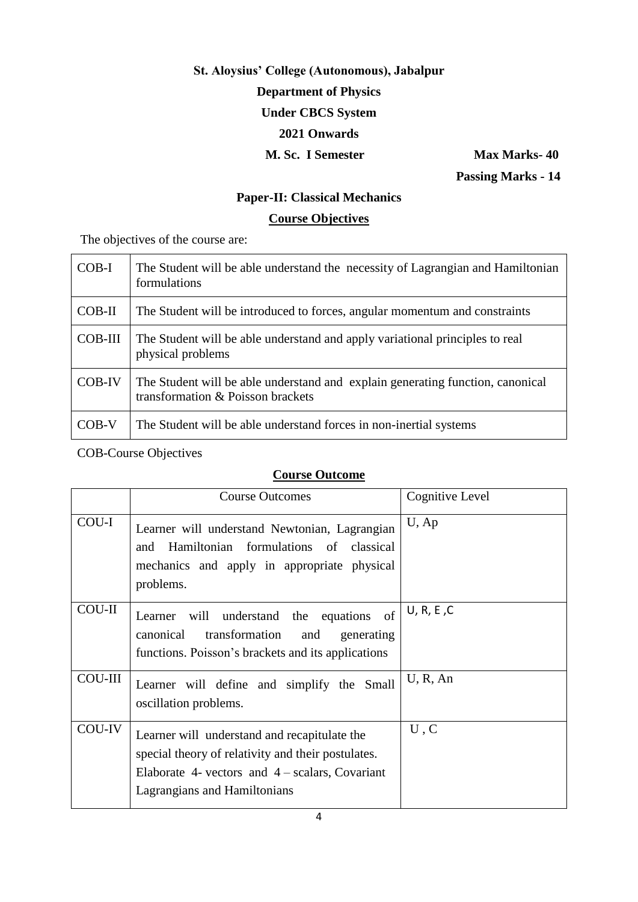**St. Aloysius' College (Autonomous), Jabalpur**

**Department of Physics**

**Under CBCS System**

**2021 Onwards**

**M. Sc. I Semester** **Max Marks- 40**

**Passing Marks - 14**

## Paper-II: Classical Mechanics

### Course Objectives

The objectives of the course are:

| | |
|---|---|
| COB-I | The Student will be able understand the necessity of Lagrangian and Hamiltonian formulations |
| COB-II | The Student will be introduced to forces, angular momentum and constraints |
| COB-III | The Student will be able understand and apply variational principles to real physical problems |
| COB-IV | The Student will be able understand and explain generating function, canonical transformation & Poisson brackets |
| COB-V | The Student will be able understand forces in non-inertial systems |

COB-Course Objectives

### Course Outcome

| | Course Outcomes | Cognitive Level |
|---|---|---|
| COU-I | Learner will understand Newtonian, Lagrangian and Hamiltonian formulations of classical mechanics and apply in appropriate physical problems. | U, Ap |
| COU-II | Learner will understand the equations of canonical transformation and generating functions. Poisson's brackets and its applications | U, R, E ,C |
| COU-III | Learner will define and simplify the Small oscillation problems. | U, R, An |
| COU-IV | Learner will understand and recapitulate the special theory of relativity and their postulates. Elaborate 4- vectors and 4 – scalars, Covariant Lagrangians and Hamiltonians | U , C |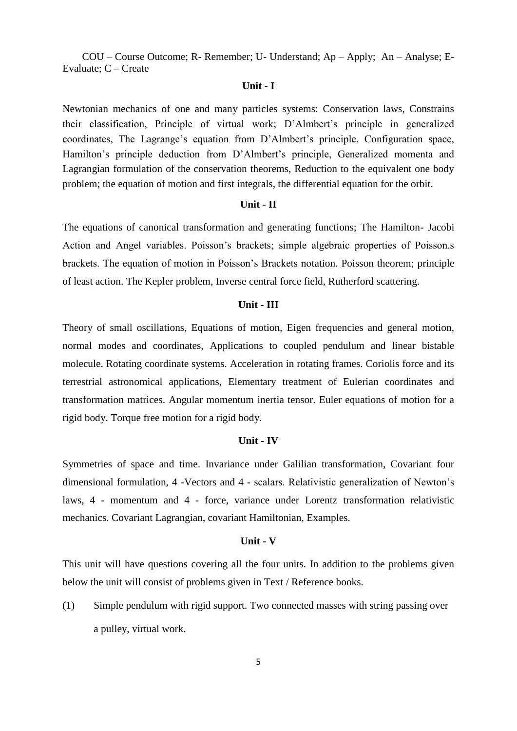COU – Course Outcome; R- Remember; U- Understand; Ap – Apply; An – Analyse; E- Evaluate; C – Create

## Unit - I

Newtonian mechanics of one and many particles systems: Conservation laws, Constrains their classification, Principle of virtual work; D'Almbert's principle in generalized coordinates, The Lagrange's equation from D'Almbert's principle. Configuration space, Hamilton's principle deduction from D'Almbert's principle, Generalized momenta and Lagrangian formulation of the conservation theorems, Reduction to the equivalent one body problem; the equation of motion and first integrals, the differential equation for the orbit.

## Unit - II

The equations of canonical transformation and generating functions; The Hamilton- Jacobi Action and Angel variables. Poisson's brackets; simple algebraic properties of Poisson.s brackets. The equation of motion in Poisson's Brackets notation. Poisson theorem; principle of least action. The Kepler problem, Inverse central force field, Rutherford scattering.

## Unit - III

Theory of small oscillations, Equations of motion, Eigen frequencies and general motion, normal modes and coordinates, Applications to coupled pendulum and linear bistable molecule. Rotating coordinate systems. Acceleration in rotating frames. Coriolis force and its terrestrial astronomical applications, Elementary treatment of Eulerian coordinates and transformation matrices. Angular momentum inertia tensor. Euler equations of motion for a rigid body. Torque free motion for a rigid body.

## Unit - IV

Symmetries of space and time. Invariance under Galilian transformation, Covariant four dimensional formulation, 4 -Vectors and 4 - scalars. Relativistic generalization of Newton's laws, 4 - momentum and 4 - force, variance under Lorentz transformation relativistic mechanics. Covariant Lagrangian, covariant Hamiltonian, Examples.

## Unit - V

This unit will have questions covering all the four units. In addition to the problems given below the unit will consist of problems given in Text / Reference books.

(1) Simple pendulum with rigid support. Two connected masses with string passing over a pulley, virtual work.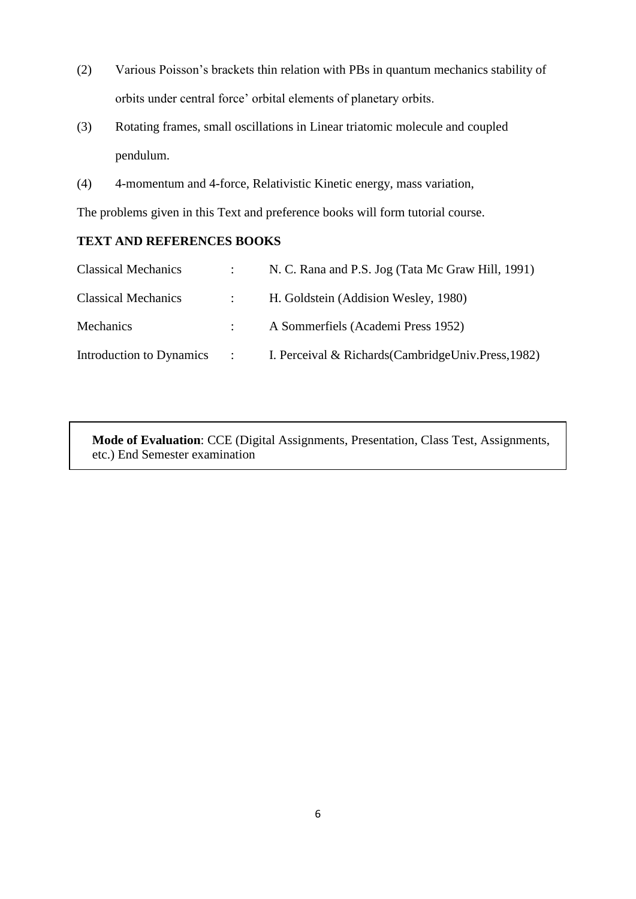(2) Various Poisson's brackets thin relation with PBs in quantum mechanics stability of orbits under central force' orbital elements of planetary orbits.

(3) Rotating frames, small oscillations in Linear triatomic molecule and coupled pendulum.

(4) 4-momentum and 4-force, Relativistic Kinetic energy, mass variation,

The problems given in this Text and preference books will form tutorial course.

**TEXT AND REFERENCES BOOKS**

| | | |
|---|---|---|
| Classical Mechanics | : | N. C. Rana and P.S. Jog (Tata Mc Graw Hill, 1991) |
| Classical Mechanics | : | H. Goldstein (Addision Wesley, 1980) |
| Mechanics | : | A Sommerfiels (Academi Press 1952) |
| Introduction to Dynamics | : | I. Perceival & Richards(CambridgeUniv.Press,1982) |

**Mode of Evaluation**: CCE (Digital Assignments, Presentation, Class Test, Assignments, etc.) End Semester examination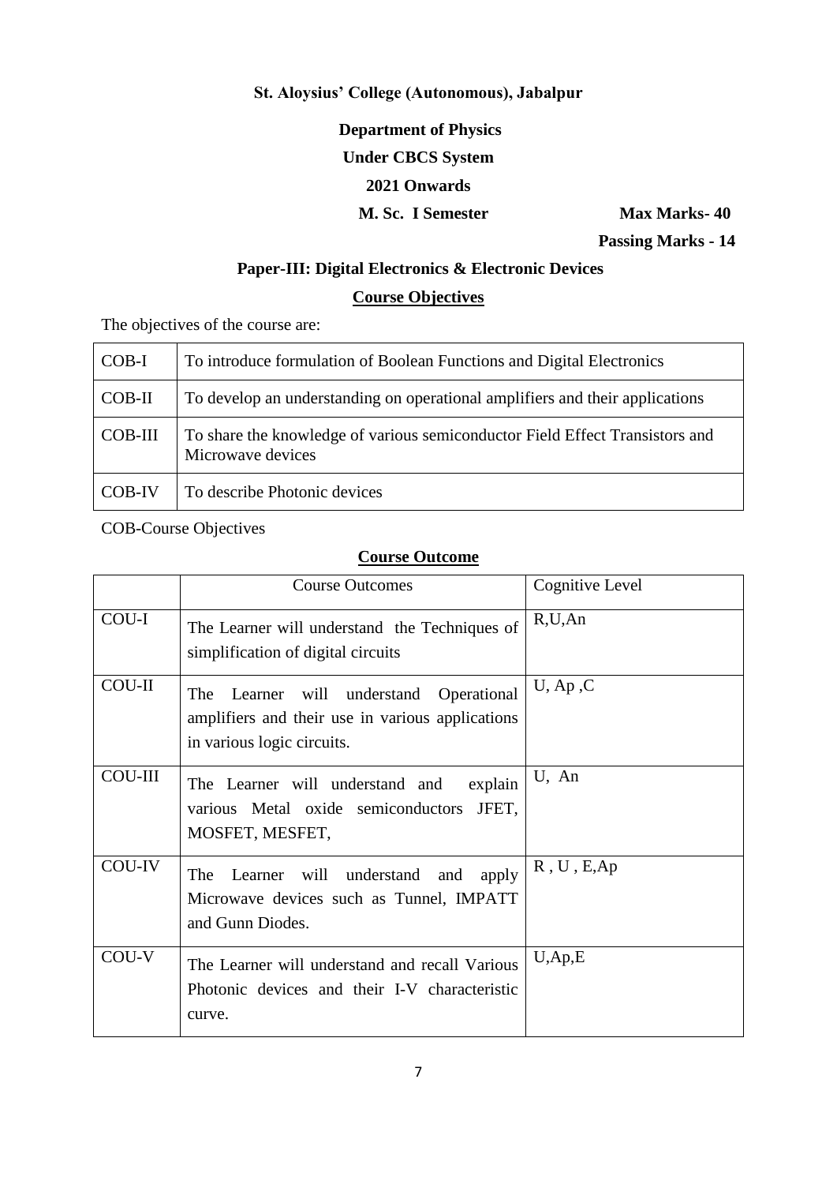**St. Aloysius' College (Autonomous), Jabalpur**

**Department of Physics**

**Under CBCS System**

**2021 Onwards**

**M. Sc. I Semester** **Max Marks- 40**

**Passing Marks - 14**

## Paper-III: Digital Electronics & Electronic Devices

### Course Objectives

The objectives of the course are:

| | |
|---|---|
| COB-I | To introduce formulation of Boolean Functions and Digital Electronics |
| COB-II | To develop an understanding on operational amplifiers and their applications |
| COB-III | To share the knowledge of various semiconductor Field Effect Transistors and Microwave devices |
| COB-IV | To describe Photonic devices |

COB-Course Objectives

### Course Outcome

| | Course Outcomes | Cognitive Level |
|---|---|---|
| COU-I | The Learner will understand the Techniques of simplification of digital circuits | R,U,An |
| COU-II | The Learner will understand Operational amplifiers and their use in various applications in various logic circuits. | U, Ap ,C |
| COU-III | The Learner will understand and explain various Metal oxide semiconductors JFET, MOSFET, MESFET, | U, An |
| COU-IV | The Learner will understand and apply Microwave devices such as Tunnel, IMPATT and Gunn Diodes. | R , U , E,Ap |
| COU-V | The Learner will understand and recall Various Photonic devices and their I-V characteristic curve. | U,Ap,E |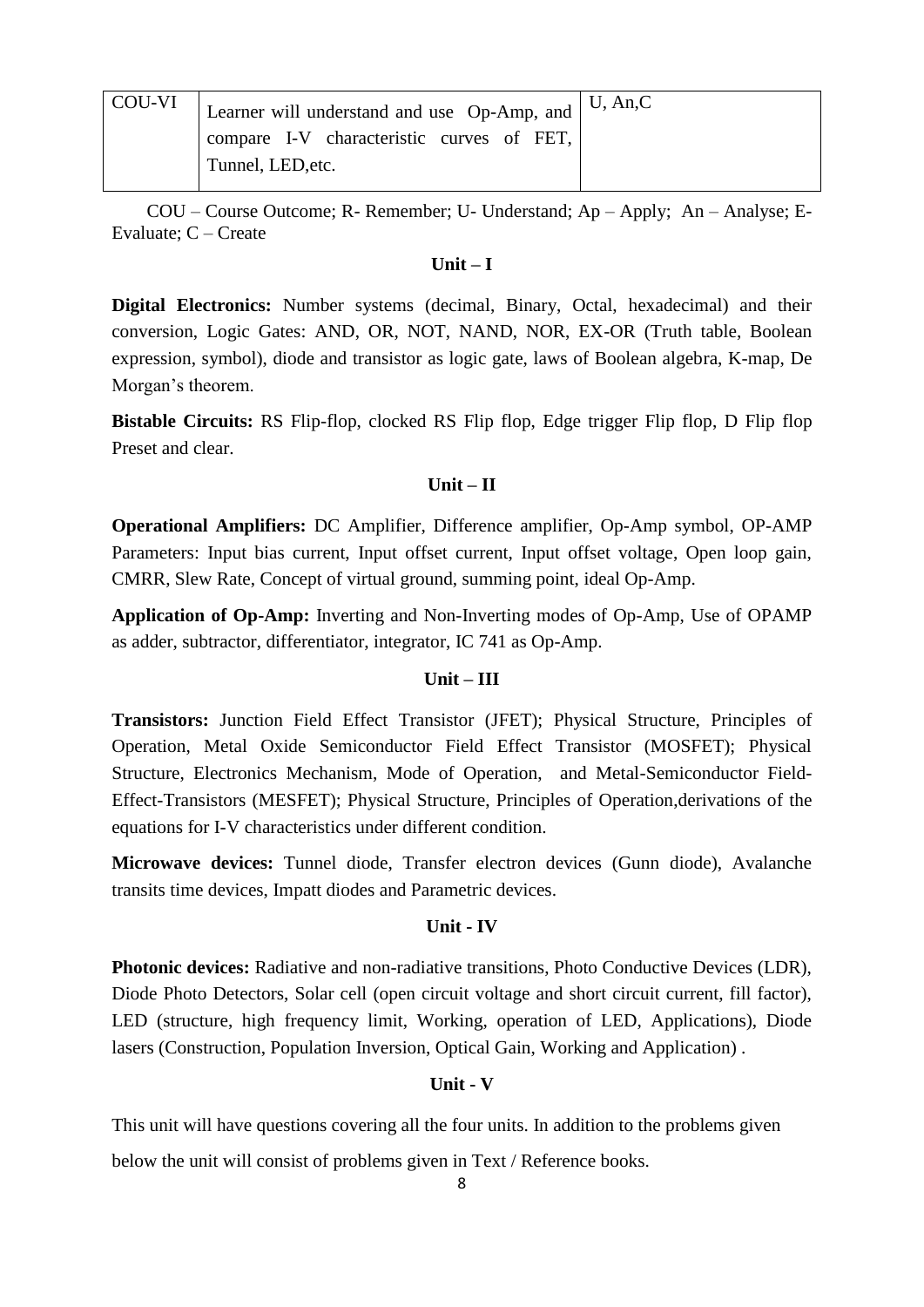| COU-VI | Learner will understand and use Op-Amp, and compare I-V characteristic curves of FET, Tunnel, LED,etc. | U, An,C |
|---|---|---|

COU – Course Outcome; R- Remember; U- Understand; Ap – Apply; An – Analyse; E- Evaluate; C – Create

### Unit – I

**Digital Electronics:** Number systems (decimal, Binary, Octal, hexadecimal) and their conversion, Logic Gates: AND, OR, NOT, NAND, NOR, EX-OR (Truth table, Boolean expression, symbol), diode and transistor as logic gate, laws of Boolean algebra, K-map, De Morgan's theorem.

**Bistable Circuits:** RS Flip-flop, clocked RS Flip flop, Edge trigger Flip flop, D Flip flop Preset and clear.

### Unit – II

**Operational Amplifiers:** DC Amplifier, Difference amplifier, Op-Amp symbol, OP-AMP Parameters: Input bias current, Input offset current, Input offset voltage, Open loop gain, CMRR, Slew Rate, Concept of virtual ground, summing point, ideal Op-Amp.

**Application of Op-Amp:** Inverting and Non-Inverting modes of Op-Amp, Use of OPAMP as adder, subtractor, differentiator, integrator, IC 741 as Op-Amp.

### Unit – III

**Transistors:** Junction Field Effect Transistor (JFET); Physical Structure, Principles of Operation, Metal Oxide Semiconductor Field Effect Transistor (MOSFET); Physical Structure, Electronics Mechanism, Mode of Operation, and Metal-Semiconductor Field-Effect-Transistors (MESFET); Physical Structure, Principles of Operation,derivations of the equations for I-V characteristics under different condition.

**Microwave devices:** Tunnel diode, Transfer electron devices (Gunn diode), Avalanche transits time devices, Impatt diodes and Parametric devices.

### Unit - IV

**Photonic devices:** Radiative and non-radiative transitions, Photo Conductive Devices (LDR), Diode Photo Detectors, Solar cell (open circuit voltage and short circuit current, fill factor), LED (structure, high frequency limit, Working, operation of LED, Applications), Diode lasers (Construction, Population Inversion, Optical Gain, Working and Application) .

### Unit - V

This unit will have questions covering all the four units. In addition to the problems given below the unit will consist of problems given in Text / Reference books.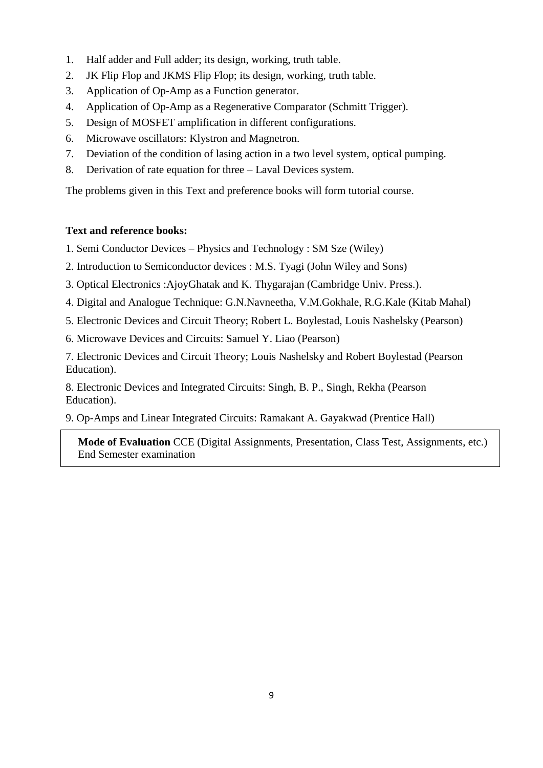1. Half adder and Full adder; its design, working, truth table.
2. JK Flip Flop and JKMS Flip Flop; its design, working, truth table.
3. Application of Op-Amp as a Function generator.
4. Application of Op-Amp as a Regenerative Comparator (Schmitt Trigger).
5. Design of MOSFET amplification in different configurations.
6. Microwave oscillators: Klystron and Magnetron.
7. Deviation of the condition of lasing action in a two level system, optical pumping.
8. Derivation of rate equation for three – Laval Devices system.

The problems given in this Text and preference books will form tutorial course.

**Text and reference books:**

1. Semi Conductor Devices – Physics and Technology : SM Sze (Wiley)
2. Introduction to Semiconductor devices : M.S. Tyagi (John Wiley and Sons)
3. Optical Electronics :AjoyGhatak and K. Thygarajan (Cambridge Univ. Press.).
4. Digital and Analogue Technique: G.N.Navneetha, V.M.Gokhale, R.G.Kale (Kitab Mahal)
5. Electronic Devices and Circuit Theory; Robert L. Boylestad, Louis Nashelsky (Pearson)
6. Microwave Devices and Circuits: Samuel Y. Liao (Pearson)
7. Electronic Devices and Circuit Theory; Louis Nashelsky and Robert Boylestad (Pearson Education).
8. Electronic Devices and Integrated Circuits: Singh, B. P., Singh, Rekha (Pearson Education).
9. Op-Amps and Linear Integrated Circuits: Ramakant A. Gayakwad (Prentice Hall)

**Mode of Evaluation** CCE (Digital Assignments, Presentation, Class Test, Assignments, etc.) End Semester examination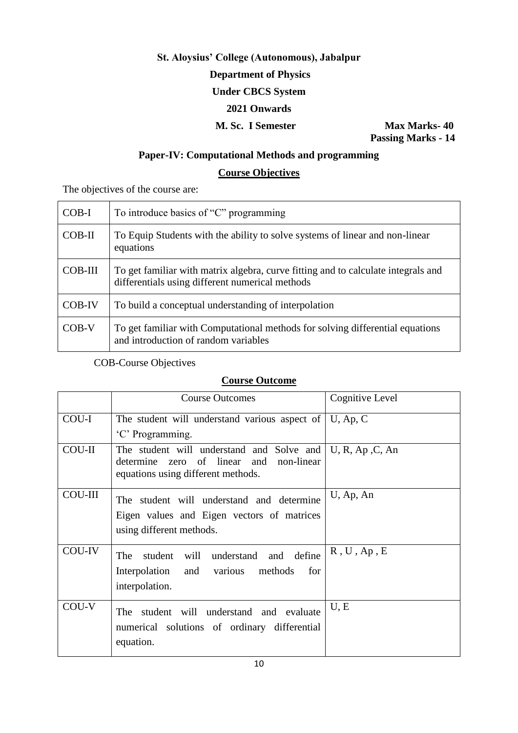**St. Aloysius' College (Autonomous), Jabalpur**

**Department of Physics**

**Under CBCS System**

**2021 Onwards**

**M. Sc. I Semester** **Max Marks- 40**

**Passing Marks - 14**

## Paper-IV: Computational Methods and programming

### Course Objectives

The objectives of the course are:

| | |
|---|---|
| COB-I | To introduce basics of "C" programming |
| COB-II | To Equip Students with the ability to solve systems of linear and non-linear equations |
| COB-III | To get familiar with matrix algebra, curve fitting and to calculate integrals and differentials using different numerical methods |
| COB-IV | To build a conceptual understanding of interpolation |
| COB-V | To get familiar with Computational methods for solving differential equations and introduction of random variables |

COB-Course Objectives

### Course Outcome

| | Course Outcomes | Cognitive Level |
|---|---|---|
| COU-I | The student will understand various aspect of 'C' Programming. | U, Ap, C |
| COU-II | The student will understand and Solve and determine zero of linear and non-linear equations using different methods. | U, R, Ap ,C, An |
| COU-III | The student will understand and determine Eigen values and Eigen vectors of matrices using different methods. | U, Ap, An |
| COU-IV | The student will understand and define Interpolation and various methods for interpolation. | R , U , Ap , E |
| COU-V | The student will understand and evaluate numerical solutions of ordinary differential equation. | U, E |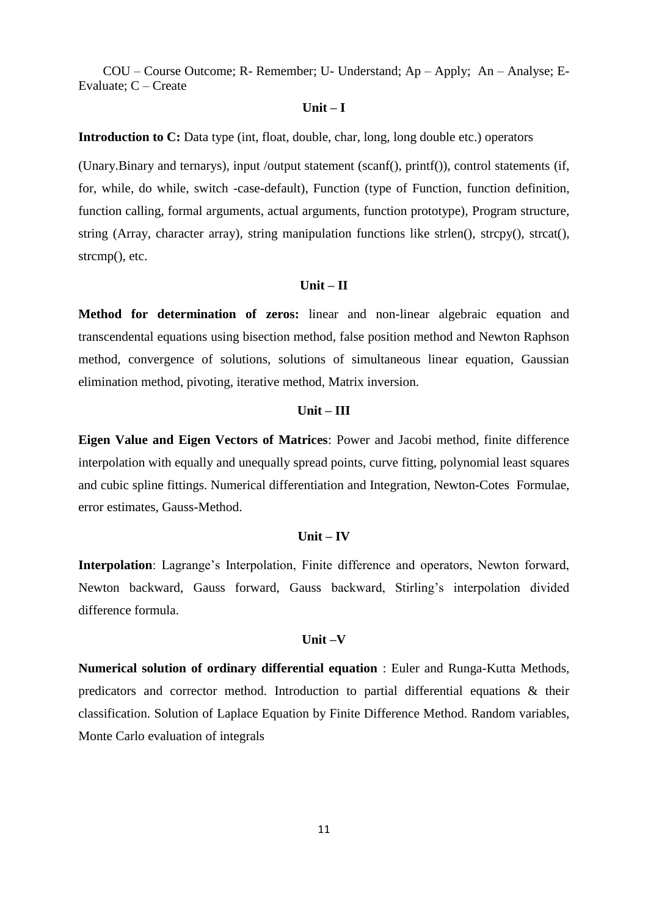COU – Course Outcome; R- Remember; U- Understand; Ap – Apply; An – Analyse; E- Evaluate; C – Create

## Unit – I

**Introduction to C:** Data type (int, float, double, char, long, long double etc.) operators

(Unary.Binary and ternarys), input /output statement (scanf(), printf()), control statements (if, for, while, do while, switch -case-default), Function (type of Function, function definition, function calling, formal arguments, actual arguments, function prototype), Program structure, string (Array, character array), string manipulation functions like strlen(), strcpy(), strcat(), strcmp(), etc.

## Unit – II

**Method for determination of zeros:** linear and non-linear algebraic equation and transcendental equations using bisection method, false position method and Newton Raphson method, convergence of solutions, solutions of simultaneous linear equation, Gaussian elimination method, pivoting, iterative method, Matrix inversion.

## Unit – III

**Eigen Value and Eigen Vectors of Matrices**: Power and Jacobi method, finite difference interpolation with equally and unequally spread points, curve fitting, polynomial least squares and cubic spline fittings. Numerical differentiation and Integration, Newton-Cotes Formulae, error estimates, Gauss-Method.

## Unit – IV

**Interpolation**: Lagrange's Interpolation, Finite difference and operators, Newton forward, Newton backward, Gauss forward, Gauss backward, Stirling's interpolation divided difference formula.

## Unit –V

**Numerical solution of ordinary differential equation** : Euler and Runga-Kutta Methods, predicators and corrector method. Introduction to partial differential equations & their classification. Solution of Laplace Equation by Finite Difference Method. Random variables, Monte Carlo evaluation of integrals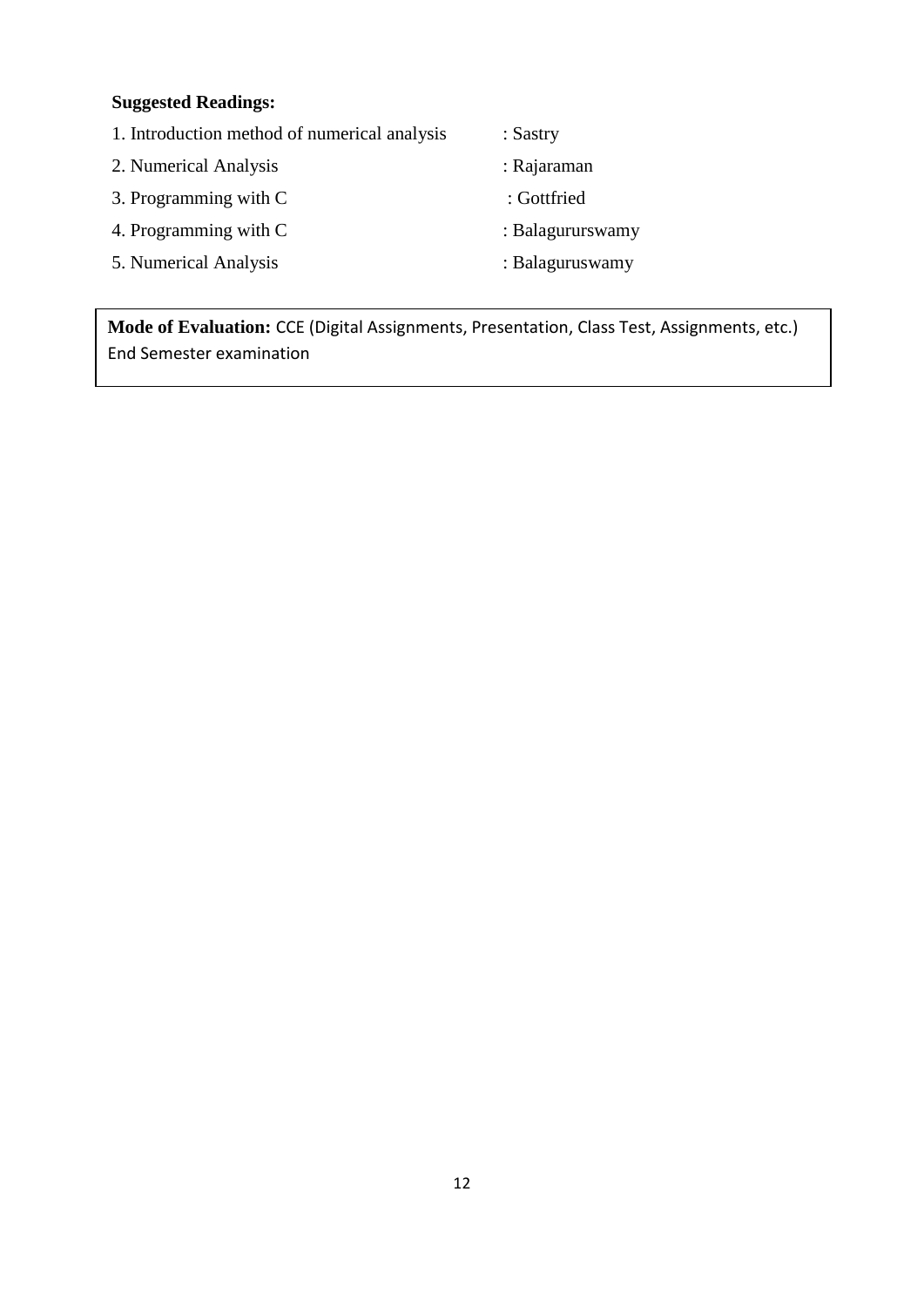**Suggested Readings:**

1. Introduction method of numerical analysis : Sastry
2. Numerical Analysis : Rajaraman
3. Programming with C : Gottfried
4. Programming with C : Balagururswamy
5. Numerical Analysis : Balaguruswamy

**Mode of Evaluation:** CCE (Digital Assignments, Presentation, Class Test, Assignments, etc.)
End Semester examination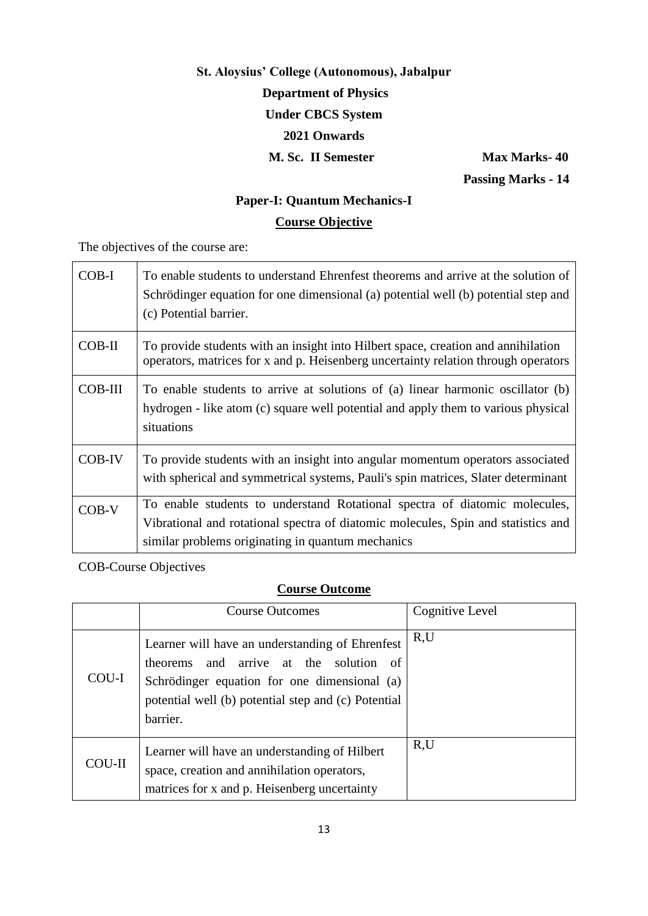**St. Aloysius' College (Autonomous), Jabalpur**

**Department of Physics**

**Under CBCS System**

**2021 Onwards**

**M. Sc. II Semester** **Max Marks- 40**

**Passing Marks - 14**

## Paper-I: Quantum Mechanics-I

### Course Objective

The objectives of the course are:

| | |
|---|---|
| COB-I | To enable students to understand Ehrenfest theorems and arrive at the solution of Schrödinger equation for one dimensional (a) potential well (b) potential step and (c) Potential barrier. |
| COB-II | To provide students with an insight into Hilbert space, creation and annihilation operators, matrices for x and p. Heisenberg uncertainty relation through operators |
| COB-III | To enable students to arrive at solutions of (a) linear harmonic oscillator (b) hydrogen - like atom (c) square well potential and apply them to various physical situations |
| COB-IV | To provide students with an insight into angular momentum operators associated with spherical and symmetrical systems, Pauli's spin matrices, Slater determinant |
| COB-V | To enable students to understand Rotational spectra of diatomic molecules, Vibrational and rotational spectra of diatomic molecules, Spin and statistics and similar problems originating in quantum mechanics |

COB-Course Objectives

### Course Outcome

| | Course Outcomes | Cognitive Level |
|---|---|---|
| COU-I | Learner will have an understanding of Ehrenfest theorems and arrive at the solution of Schrödinger equation for one dimensional (a) potential well (b) potential step and (c) Potential barrier. | R,U |
| COU-II | Learner will have an understanding of Hilbert space, creation and annihilation operators, matrices for x and p. Heisenberg uncertainty | R,U |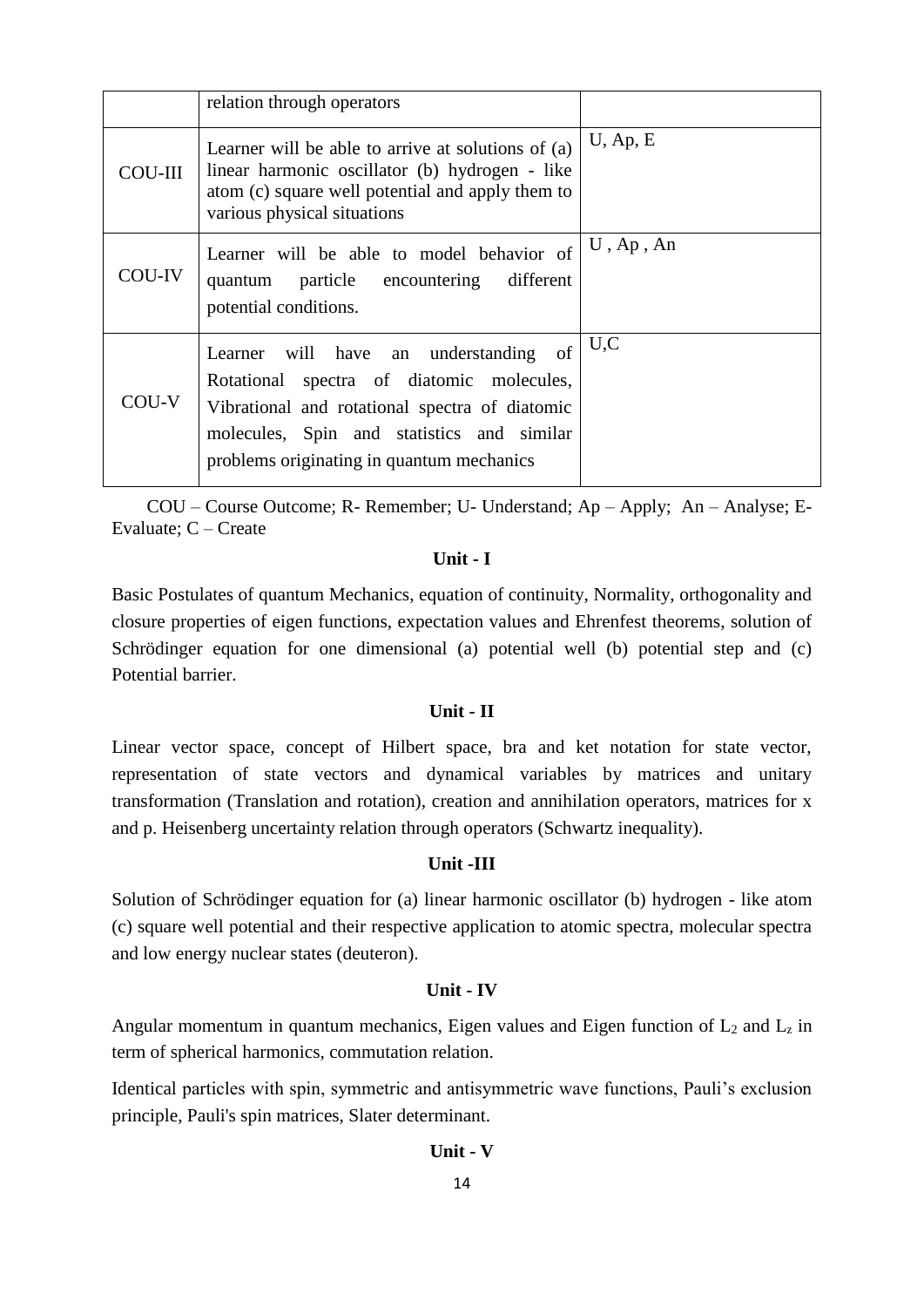| | | |
|---|---|---|
| | relation through operators | |
| COU-III | Learner will be able to arrive at solutions of (a) linear harmonic oscillator (b) hydrogen - like atom (c) square well potential and apply them to various physical situations | U, Ap, E |
| COU-IV | Learner will be able to model behavior of quantum particle encountering different potential conditions. | U , Ap , An |
| COU-V | Learner will have an understanding of Rotational spectra of diatomic molecules, Vibrational and rotational spectra of diatomic molecules, Spin and statistics and similar problems originating in quantum mechanics | U,C |

COU – Course Outcome; R- Remember; U- Understand; Ap – Apply; An – Analyse; E- Evaluate; C – Create

**Unit - I**

Basic Postulates of quantum Mechanics, equation of continuity, Normality, orthogonality and closure properties of eigen functions, expectation values and Ehrenfest theorems, solution of Schrödinger equation for one dimensional (a) potential well (b) potential step and (c) Potential barrier.

**Unit - II**

Linear vector space, concept of Hilbert space, bra and ket notation for state vector, representation of state vectors and dynamical variables by matrices and unitary transformation (Translation and rotation), creation and annihilation operators, matrices for x and p. Heisenberg uncertainty relation through operators (Schwartz inequality).

**Unit -III**

Solution of Schrödinger equation for (a) linear harmonic oscillator (b) hydrogen - like atom (c) square well potential and their respective application to atomic spectra, molecular spectra and low energy nuclear states (deuteron).

**Unit - IV**

Angular momentum in quantum mechanics, Eigen values and Eigen function of $L_2$ and $L_z$ in term of spherical harmonics, commutation relation.

Identical particles with spin, symmetric and antisymmetric wave functions, Pauli's exclusion principle, Pauli's spin matrices, Slater determinant.

**Unit - V**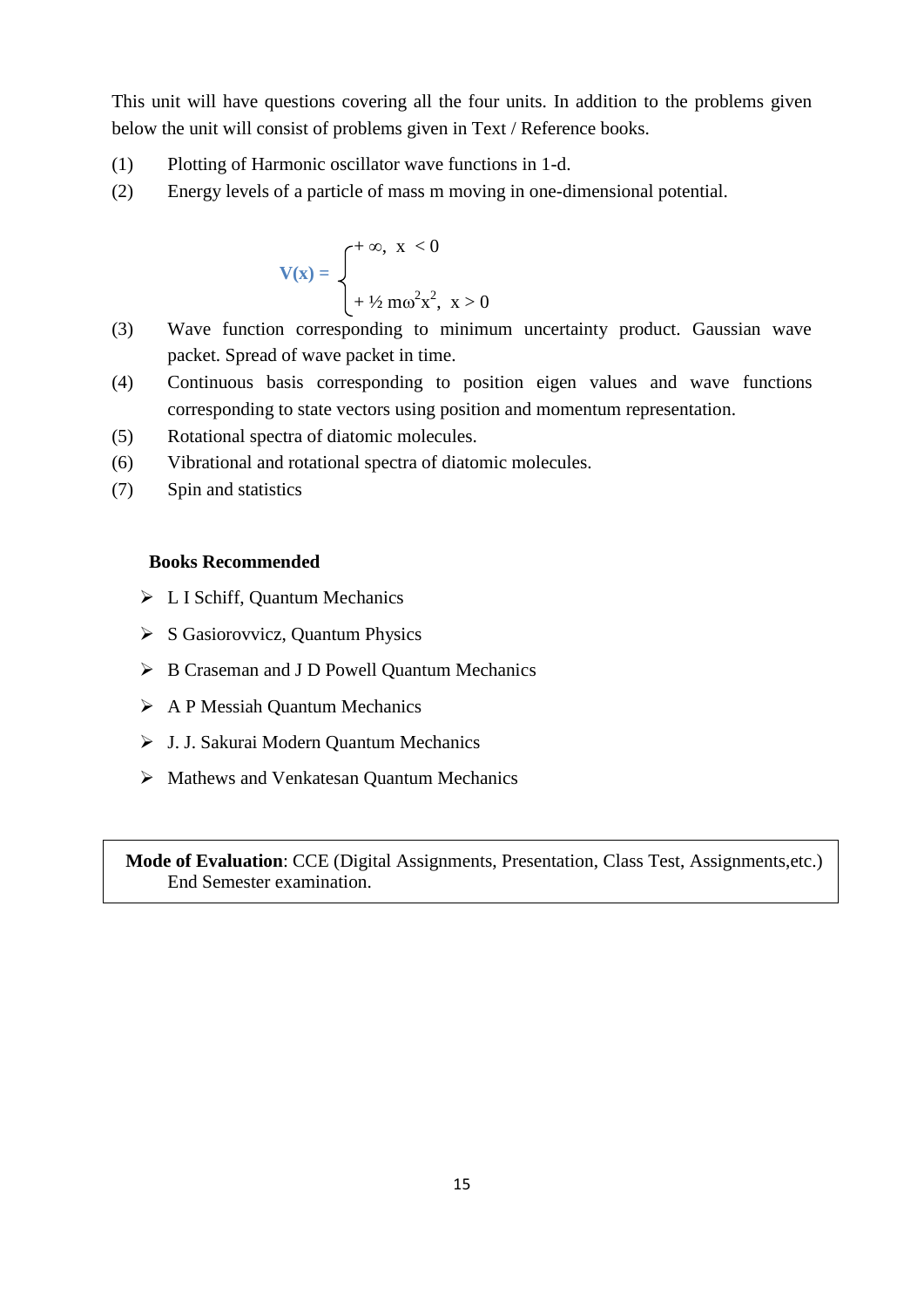This unit will have questions covering all the four units. In addition to the problems given below the unit will consist of problems given in Text / Reference books.

(1) Plotting of Harmonic oscillator wave functions in 1-d.

(2) Energy levels of a particle of mass m moving in one-dimensional potential.

$$V(x) = \begin{cases} +\infty, & x < 0 \\ +\frac{1}{2} m\omega^2 x^2, & x > 0 \end{cases}$$

(3) Wave function corresponding to minimum uncertainty product. Gaussian wave packet. Spread of wave packet in time.

(4) Continuous basis corresponding to position eigen values and wave functions corresponding to state vectors using position and momentum representation.

(5) Rotational spectra of diatomic molecules.

(6) Vibrational and rotational spectra of diatomic molecules.

(7) Spin and statistics

**Books Recommended**

- L I Schiff, Quantum Mechanics
- S Gasiorovvicz, Quantum Physics
- B Craseman and J D Powell Quantum Mechanics
- A P Messiah Quantum Mechanics
- J. J. Sakurai Modern Quantum Mechanics
- Mathews and Venkatesan Quantum Mechanics

**Mode of Evaluation**: CCE (Digital Assignments, Presentation, Class Test, Assignments,etc.) End Semester examination.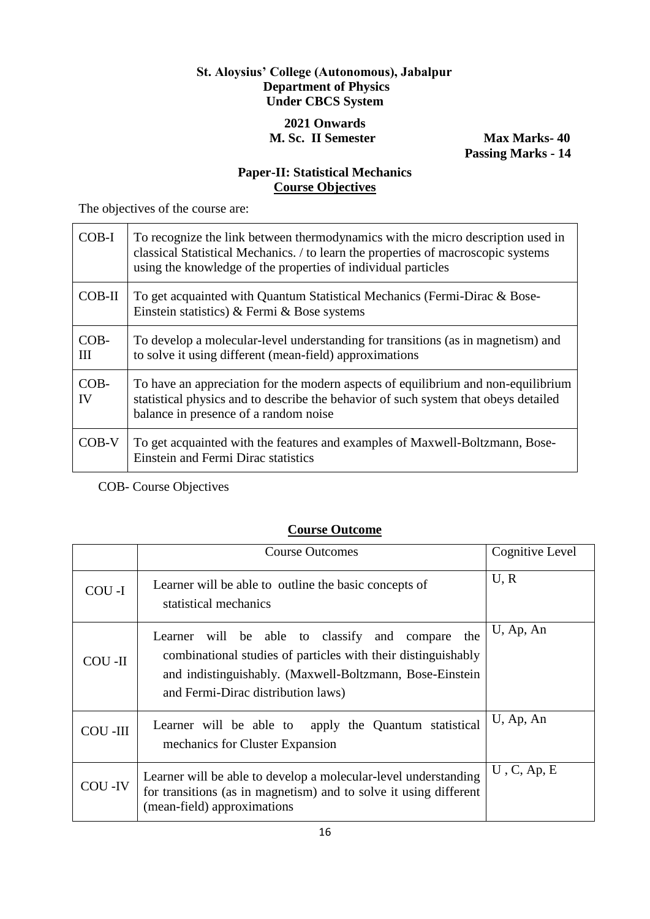**St. Aloysius' College (Autonomous), Jabalpur**
**Department of Physics**
**Under CBCS System**

**2021 Onwards**
**M. Sc. II Semester** **Max Marks- 40**
**Passing Marks - 14**

## Paper-II: Statistical Mechanics

### Course Objectives

The objectives of the course are:

| | |
|---|---|
| COB-I | To recognize the link between thermodynamics with the micro description used in classical Statistical Mechanics. / to learn the properties of macroscopic systems using the knowledge of the properties of individual particles |
| COB-II | To get acquainted with Quantum Statistical Mechanics (Fermi-Dirac & Bose-Einstein statistics) & Fermi & Bose systems |
| COB-III | To develop a molecular-level understanding for transitions (as in magnetism) and to solve it using different (mean-field) approximations |
| COB-IV | To have an appreciation for the modern aspects of equilibrium and non-equilibrium statistical physics and to describe the behavior of such system that obeys detailed balance in presence of a random noise |
| COB-V | To get acquainted with the features and examples of Maxwell-Boltzmann, Bose-Einstein and Fermi Dirac statistics |

COB- Course Objectives

### Course Outcome

| | Course Outcomes | Cognitive Level |
|---|---|---|
| COU -I | Learner will be able to outline the basic concepts of statistical mechanics | U, R |
| COU -II | Learner will be able to classify and compare the combinational studies of particles with their distinguishably and indistinguishably. (Maxwell-Boltzmann, Bose-Einstein and Fermi-Dirac distribution laws) | U, Ap, An |
| COU -III | Learner will be able to apply the Quantum statistical mechanics for Cluster Expansion | U, Ap, An |
| COU -IV | Learner will be able to develop a molecular-level understanding for transitions (as in magnetism) and to solve it using different (mean-field) approximations | U , C, Ap, E |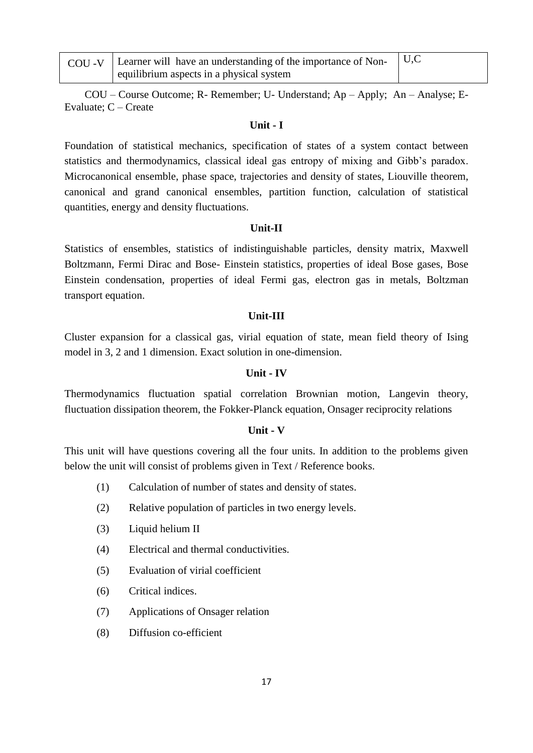| COU -V | Learner will have an understanding of the importance of Non-equilibrium aspects in a physical system | U,C |
|---|---|---|

COU – Course Outcome; R- Remember; U- Understand; Ap – Apply; An – Analyse; E-Evaluate; C – Create

### Unit - I

Foundation of statistical mechanics, specification of states of a system contact between statistics and thermodynamics, classical ideal gas entropy of mixing and Gibb's paradox. Microcanonical ensemble, phase space, trajectories and density of states, Liouville theorem, canonical and grand canonical ensembles, partition function, calculation of statistical quantities, energy and density fluctuations.

### Unit-II

Statistics of ensembles, statistics of indistinguishable particles, density matrix, Maxwell Boltzmann, Fermi Dirac and Bose- Einstein statistics, properties of ideal Bose gases, Bose Einstein condensation, properties of ideal Fermi gas, electron gas in metals, Boltzman transport equation.

### Unit-III

Cluster expansion for a classical gas, virial equation of state, mean field theory of Ising model in 3, 2 and 1 dimension. Exact solution in one-dimension.

### Unit - IV

Thermodynamics fluctuation spatial correlation Brownian motion, Langevin theory, fluctuation dissipation theorem, the Fokker-Planck equation, Onsager reciprocity relations

### Unit - V

This unit will have questions covering all the four units. In addition to the problems given below the unit will consist of problems given in Text / Reference books.

(1) Calculation of number of states and density of states.

(2) Relative population of particles in two energy levels.

(3) Liquid helium II

(4) Electrical and thermal conductivities.

(5) Evaluation of virial coefficient

(6) Critical indices.

(7) Applications of Onsager relation

(8) Diffusion co-efficient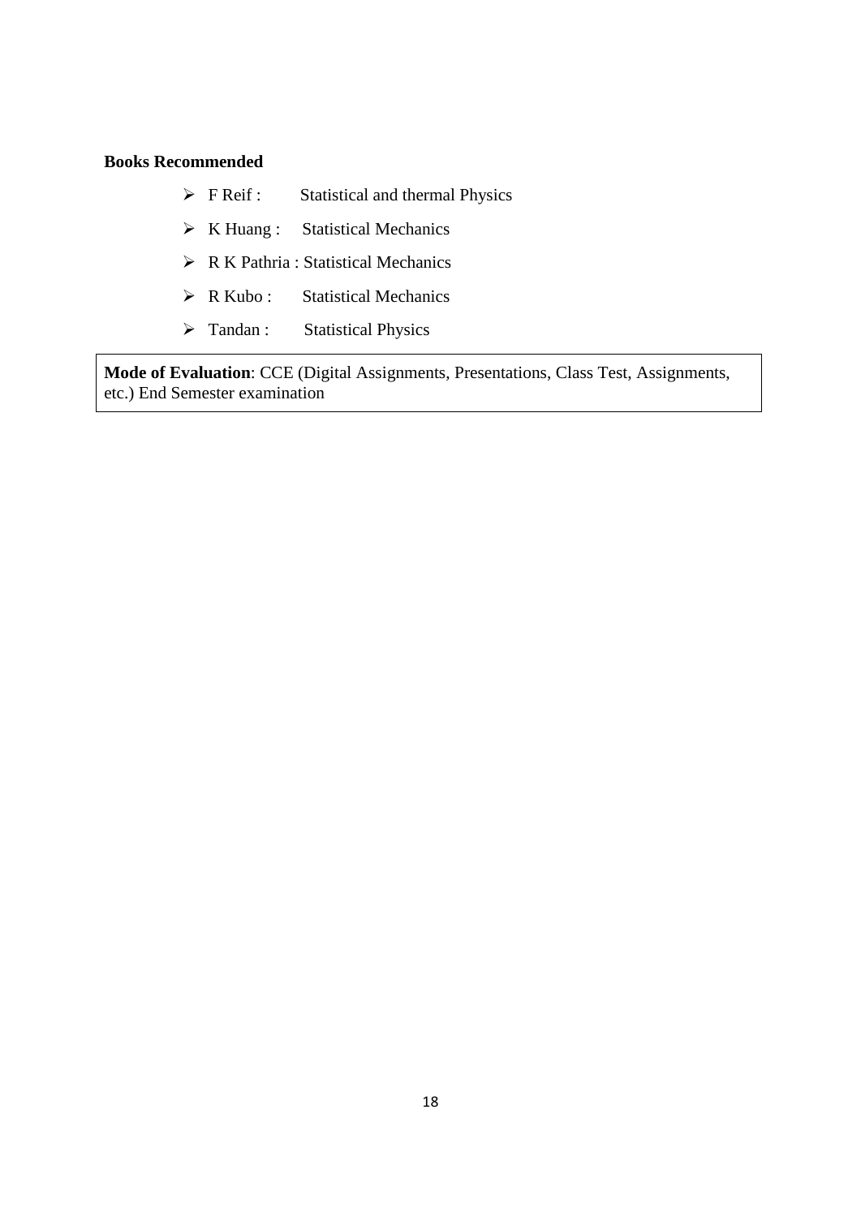**Books Recommended**

- F Reif : Statistical and thermal Physics
- K Huang : Statistical Mechanics
- R K Pathria : Statistical Mechanics
- R Kubo : Statistical Mechanics
- Tandan : Statistical Physics

**Mode of Evaluation**: CCE (Digital Assignments, Presentations, Class Test, Assignments, etc.) End Semester examination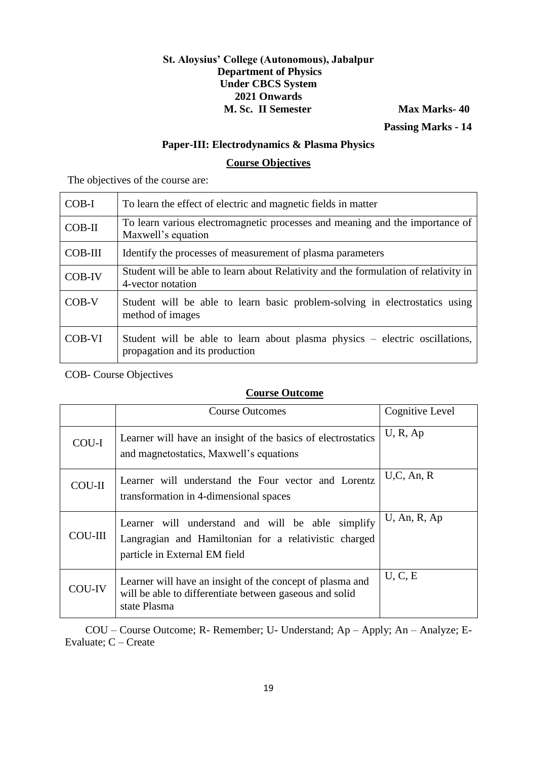**St. Aloysius' College (Autonomous), Jabalpur**
**Department of Physics**
**Under CBCS System**
**2021 Onwards**
**M. Sc. II Semester** **Max Marks- 40**

**Passing Marks - 14**

## Paper-III: Electrodynamics & Plasma Physics

### Course Objectives

The objectives of the course are:

| | |
|---|---|
| COB-I | To learn the effect of electric and magnetic fields in matter |
| COB-II | To learn various electromagnetic processes and meaning and the importance of Maxwell's equation |
| COB-III | Identify the processes of measurement of plasma parameters |
| COB-IV | Student will be able to learn about Relativity and the formulation of relativity in 4-vector notation |
| COB-V | Student will be able to learn basic problem-solving in electrostatics using method of images |
| COB-VI | Student will be able to learn about plasma physics – electric oscillations, propagation and its production |

COB- Course Objectives

### Course Outcome

| | Course Outcomes | Cognitive Level |
|---|---|---|
| COU-I | Learner will have an insight of the basics of electrostatics and magnetostatics, Maxwell's equations | U, R, Ap |
| COU-II | Learner will understand the Four vector and Lorentz transformation in 4-dimensional spaces | U,C, An, R |
| COU-III | Learner will understand and will be able simplify Langragian and Hamiltonian for a relativistic charged particle in External EM field | U, An, R, Ap |
| COU-IV | Learner will have an insight of the concept of plasma and will be able to differentiate between gaseous and solid state Plasma | U, C, E |

COU – Course Outcome; R- Remember; U- Understand; Ap – Apply; An – Analyze; E- Evaluate; C – Create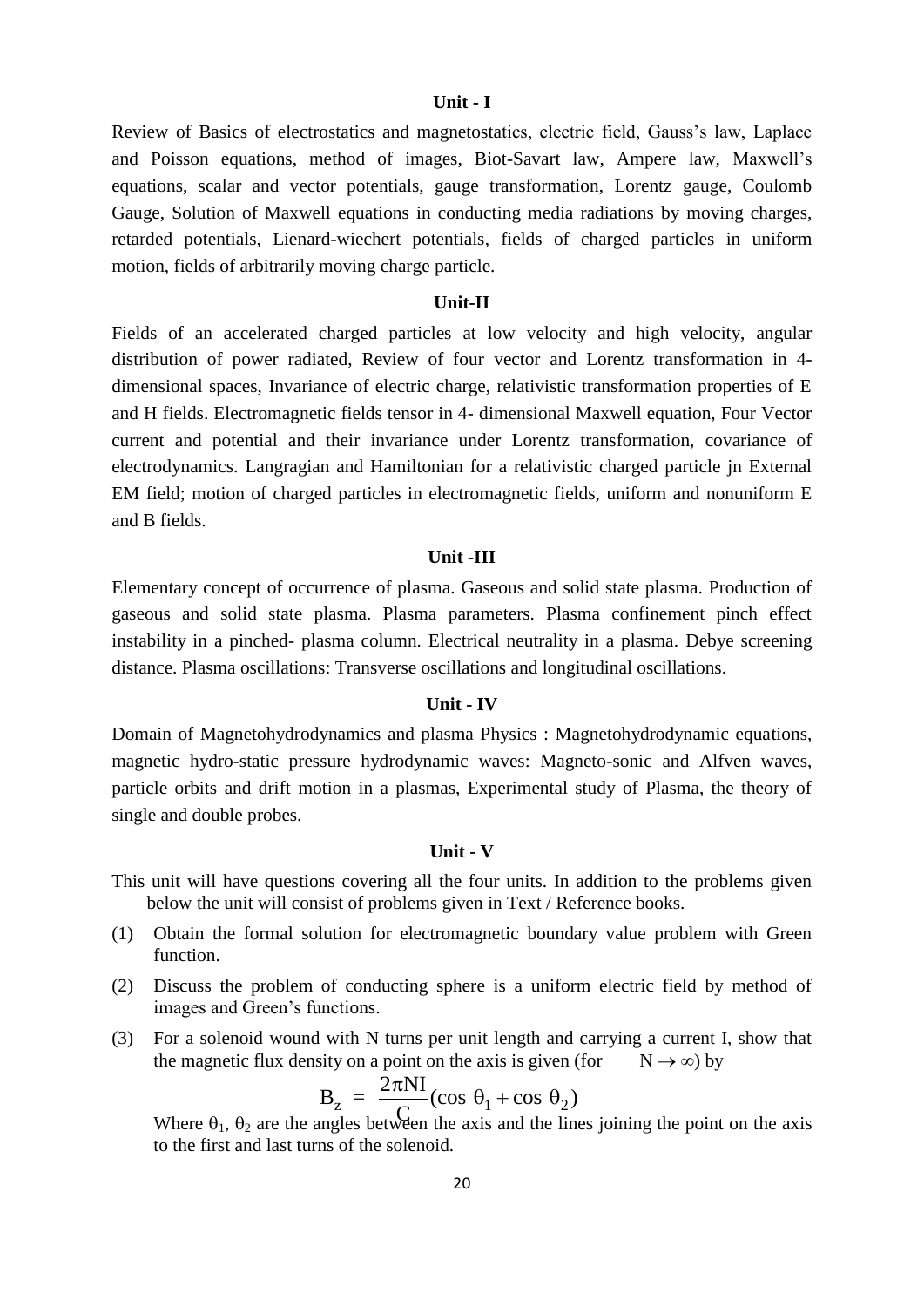### Unit - I

Review of Basics of electrostatics and magnetostatics, electric field, Gauss's law, Laplace and Poisson equations, method of images, Biot-Savart law, Ampere law, Maxwell's equations, scalar and vector potentials, gauge transformation, Lorentz gauge, Coulomb Gauge, Solution of Maxwell equations in conducting media radiations by moving charges, retarded potentials, Lienard-wiechert potentials, fields of charged particles in uniform motion, fields of arbitrarily moving charge particle.

### Unit-II

Fields of an accelerated charged particles at low velocity and high velocity, angular distribution of power radiated, Review of four vector and Lorentz transformation in 4-dimensional spaces, Invariance of electric charge, relativistic transformation properties of E and H fields. Electromagnetic fields tensor in 4- dimensional Maxwell equation, Four Vector current and potential and their invariance under Lorentz transformation, covariance of electrodynamics. Langragian and Hamiltonian for a relativistic charged particle jn External EM field; motion of charged particles in electromagnetic fields, uniform and nonuniform E and B fields.

### Unit -III

Elementary concept of occurrence of plasma. Gaseous and solid state plasma. Production of gaseous and solid state plasma. Plasma parameters. Plasma confinement pinch effect instability in a pinched- plasma column. Electrical neutrality in a plasma. Debye screening distance. Plasma oscillations: Transverse oscillations and longitudinal oscillations.

### Unit - IV

Domain of Magnetohydrodynamics and plasma Physics : Magnetohydrodynamic equations, magnetic hydro-static pressure hydrodynamic waves: Magneto-sonic and Alfven waves, particle orbits and drift motion in a plasmas, Experimental study of Plasma, the theory of single and double probes.

### Unit - V

This unit will have questions covering all the four units. In addition to the problems given below the unit will consist of problems given in Text / Reference books.

(1) Obtain the formal solution for electromagnetic boundary value problem with Green function.

(2) Discuss the problem of conducting sphere is a uniform electric field by method of images and Green's functions.

(3) For a solenoid wound with N turns per unit length and carrying a current I, show that the magnetic flux density on a point on the axis is given (for $N \to \infty$) by

$$B_z = \frac{2\pi NI}{C}(\cos\theta_1 + \cos\theta_2)$$

Where $\theta_1$, $\theta_2$ are the angles between the axis and the lines joining the point on the axis to the first and last turns of the solenoid.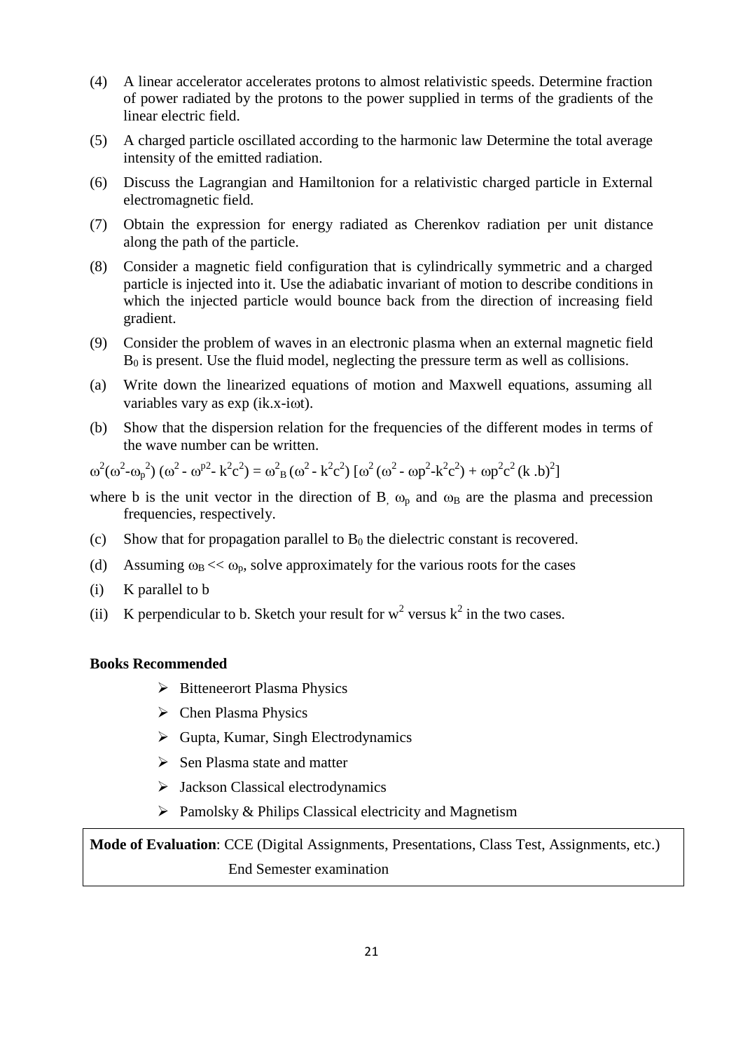(4) A linear accelerator accelerates protons to almost relativistic speeds. Determine fraction of power radiated by the protons to the power supplied in terms of the gradients of the linear electric field.

(5) A charged particle oscillated according to the harmonic law Determine the total average intensity of the emitted radiation.

(6) Discuss the Lagrangian and Hamiltonion for a relativistic charged particle in External electromagnetic field.

(7) Obtain the expression for energy radiated as Cherenkov radiation per unit distance along the path of the particle.

(8) Consider a magnetic field configuration that is cylindrically symmetric and a charged particle is injected into it. Use the adiabatic invariant of motion to describe conditions in which the injected particle would bounce back from the direction of increasing field gradient.

(9) Consider the problem of waves in an electronic plasma when an external magnetic field $B_0$ is present. Use the fluid model, neglecting the pressure term as well as collisions.

(a) Write down the linearized equations of motion and Maxwell equations, assuming all variables vary as exp (ik.x-iωt).

(b) Show that the dispersion relation for the frequencies of the different modes in terms of the wave number can be written.

$$\omega^2(\omega^2-\omega_p^2)\,(\omega^2 - \omega^{p2}- k^2c^2) = \omega^2_B\,(\omega^2 - k^2c^2)\,[\omega^2\,(\omega^2 - \omega p^2-k^2c^2) + \omega p^2c^2\,(k\,.b)^2]$$

where b is the unit vector in the direction of B, $\omega_p$ and $\omega_B$ are the plasma and precession frequencies, respectively.

(c) Show that for propagation parallel to $B_0$ the dielectric constant is recovered.

(d) Assuming $\omega_B << \omega_p$, solve approximately for the various roots for the cases

(i) K parallel to b

(ii) K perpendicular to b. Sketch your result for $w^2$ versus $k^2$ in the two cases.

**Books Recommended**

- Bitteneerort Plasma Physics
- Chen Plasma Physics
- Gupta, Kumar, Singh Electrodynamics
- Sen Plasma state and matter
- Jackson Classical electrodynamics
- Pamolsky & Philips Classical electricity and Magnetism

| **Mode of Evaluation**: CCE (Digital Assignments, Presentations, Class Test, Assignments, etc.) End Semester examination |
|---|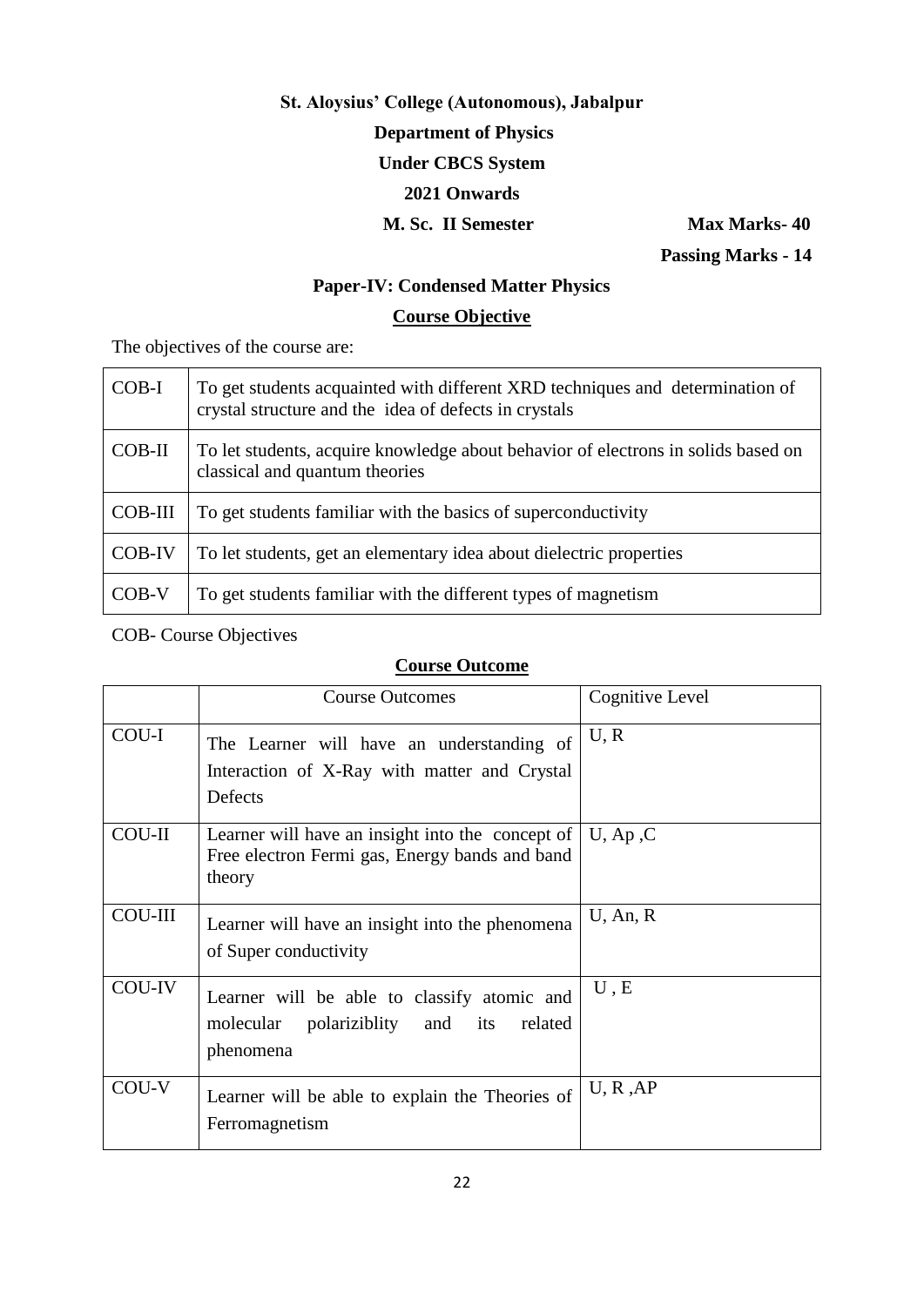**St. Aloysius' College (Autonomous), Jabalpur**

**Department of Physics**

**Under CBCS System**

**2021 Onwards**

**M. Sc. II Semester** **Max Marks- 40**

**Passing Marks - 14**

## Paper-IV: Condensed Matter Physics

### Course Objective

The objectives of the course are:

| | |
|---|---|
| COB-I | To get students acquainted with different XRD techniques and determination of crystal structure and the idea of defects in crystals |
| COB-II | To let students, acquire knowledge about behavior of electrons in solids based on classical and quantum theories |
| COB-III | To get students familiar with the basics of superconductivity |
| COB-IV | To let students, get an elementary idea about dielectric properties |
| COB-V | To get students familiar with the different types of magnetism |

COB- Course Objectives

### Course Outcome

| | Course Outcomes | Cognitive Level |
|---|---|---|
| COU-I | The Learner will have an understanding of Interaction of X-Ray with matter and Crystal Defects | U, R |
| COU-II | Learner will have an insight into the concept of Free electron Fermi gas, Energy bands and band theory | U, Ap ,C |
| COU-III | Learner will have an insight into the phenomena of Super conductivity | U, An, R |
| COU-IV | Learner will be able to classify atomic and molecular polariziblity and its related phenomena | U , E |
| COU-V | Learner will be able to explain the Theories of Ferromagnetism | U, R ,AP |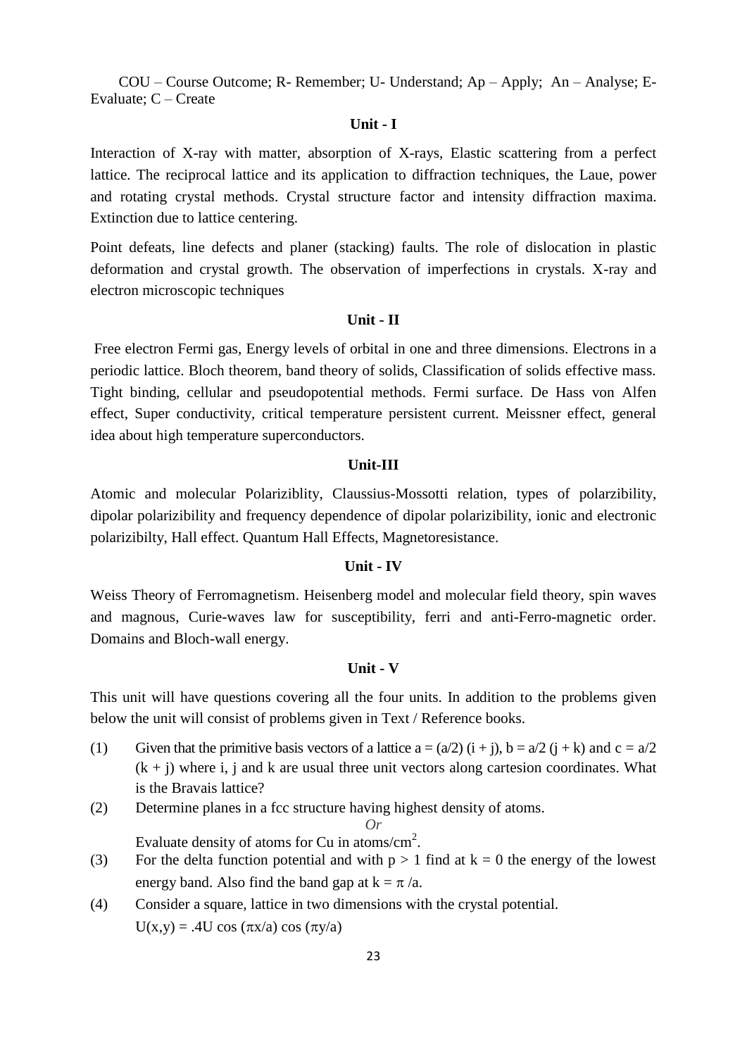COU – Course Outcome; R- Remember; U- Understand; Ap – Apply; An – Analyse; E- Evaluate; C – Create

### Unit - I

Interaction of X-ray with matter, absorption of X-rays, Elastic scattering from a perfect lattice. The reciprocal lattice and its application to diffraction techniques, the Laue, power and rotating crystal methods. Crystal structure factor and intensity diffraction maxima. Extinction due to lattice centering.

Point defeats, line defects and planer (stacking) faults. The role of dislocation in plastic deformation and crystal growth. The observation of imperfections in crystals. X-ray and electron microscopic techniques

### Unit - II

Free electron Fermi gas, Energy levels of orbital in one and three dimensions. Electrons in a periodic lattice. Bloch theorem, band theory of solids, Classification of solids effective mass. Tight binding, cellular and pseudopotential methods. Fermi surface. De Hass von Alfen effect, Super conductivity, critical temperature persistent current. Meissner effect, general idea about high temperature superconductors.

### Unit-III

Atomic and molecular Polariziblity, Claussius-Mossotti relation, types of polarzibility, dipolar polarizibility and frequency dependence of dipolar polarizibility, ionic and electronic polarizibilty, Hall effect. Quantum Hall Effects, Magnetoresistance.

### Unit - IV

Weiss Theory of Ferromagnetism. Heisenberg model and molecular field theory, spin waves and magnous, Curie-waves law for susceptibility, ferri and anti-Ferro-magnetic order. Domains and Bloch-wall energy.

### Unit - V

This unit will have questions covering all the four units. In addition to the problems given below the unit will consist of problems given in Text / Reference books.

(1) Given that the primitive basis vectors of a lattice a = (a/2) (i + j), b = a/2 (j + k) and c = a/2 (k + j) where i, j and k are usual three unit vectors along cartesion coordinates. What is the Bravais lattice?

(2) Determine planes in a fcc structure having highest density of atoms.

*Or*

Evaluate density of atoms for Cu in atoms/cm$^2$.

(3) For the delta function potential and with $p > 1$ find at $k = 0$ the energy of the lowest energy band. Also find the band gap at $k = \pi /a$.

(4) Consider a square, lattice in two dimensions with the crystal potential.

$U(x,y) = .4U \cos(\pi x/a) \cos(\pi y/a)$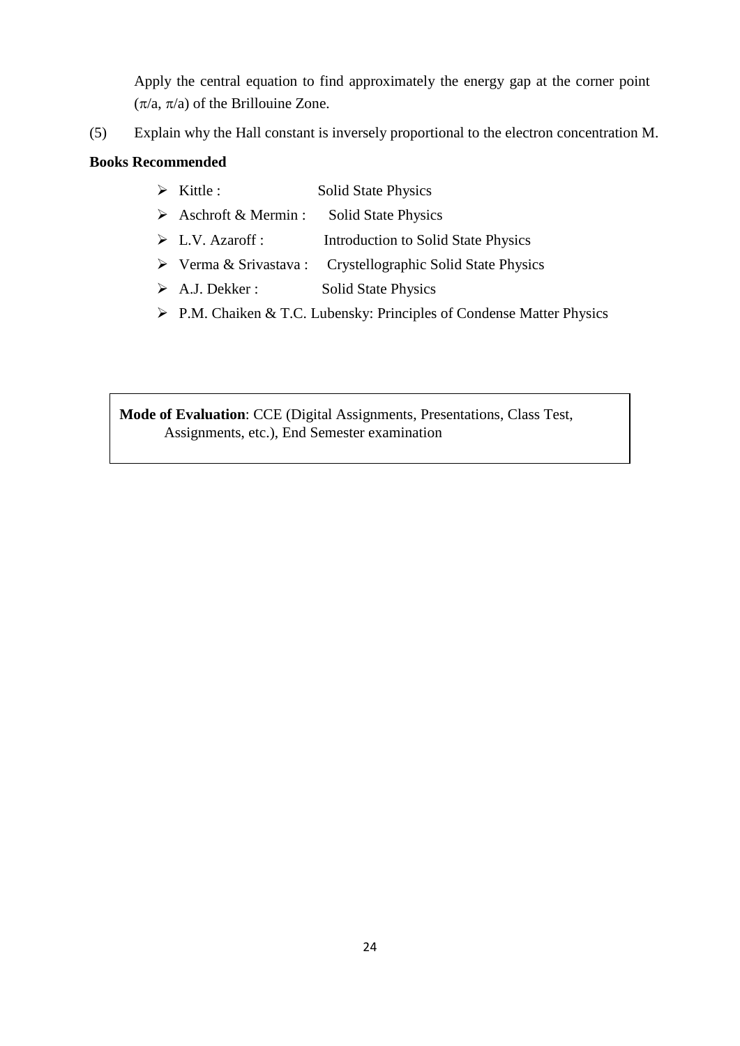Apply the central equation to find approximately the energy gap at the corner point ($\pi$/a, $\pi$/a) of the Brillouine Zone.

(5) Explain why the Hall constant is inversely proportional to the electron concentration M.

**Books Recommended**

- Kittle : Solid State Physics
- Aschroft & Mermin : Solid State Physics
- L.V. Azaroff : Introduction to Solid State Physics
- Verma & Srivastava : Crystellographic Solid State Physics
- A.J. Dekker : Solid State Physics
- P.M. Chaiken & T.C. Lubensky: Principles of Condense Matter Physics

**Mode of Evaluation**: CCE (Digital Assignments, Presentations, Class Test, Assignments, etc.), End Semester examination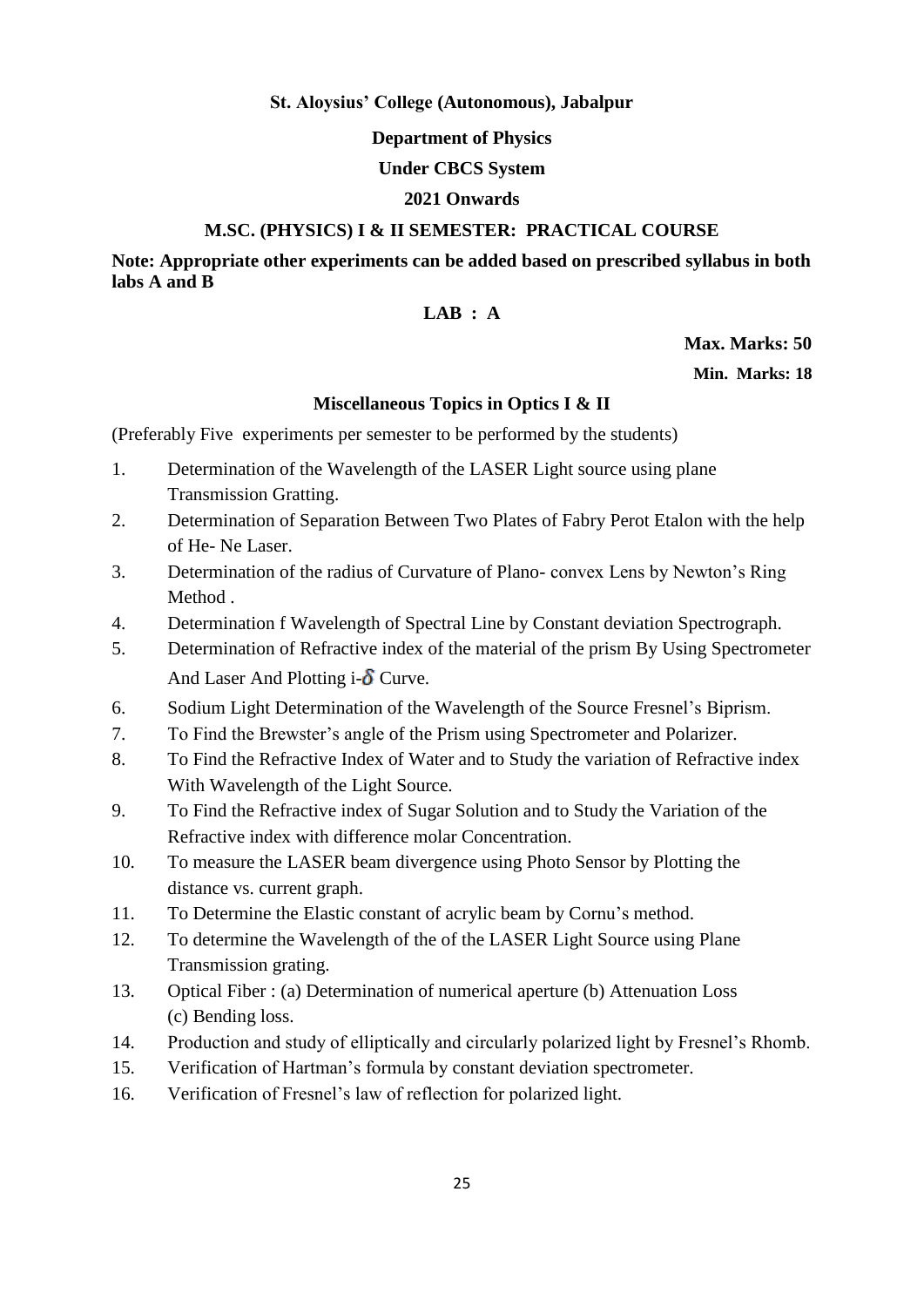**St. Aloysius' College (Autonomous), Jabalpur**

**Department of Physics**

**Under CBCS System**

**2021 Onwards**

**M.SC. (PHYSICS) I & II SEMESTER: PRACTICAL COURSE**

**Note: Appropriate other experiments can be added based on prescribed syllabus in both labs A and B**

**LAB : A**

**Max. Marks: 50**

**Min. Marks: 18**

**Miscellaneous Topics in Optics I & II**

(Preferably Five experiments per semester to be performed by the students)

1. Determination of the Wavelength of the LASER Light source using plane Transmission Gratting.
2. Determination of Separation Between Two Plates of Fabry Perot Etalon with the help of He- Ne Laser.
3. Determination of the radius of Curvature of Plano- convex Lens by Newton's Ring Method .
4. Determination f Wavelength of Spectral Line by Constant deviation Spectrograph.
5. Determination of Refractive index of the material of the prism By Using Spectrometer And Laser And Plotting i-$\delta$ Curve.
6. Sodium Light Determination of the Wavelength of the Source Fresnel's Biprism.
7. To Find the Brewster's angle of the Prism using Spectrometer and Polarizer.
8. To Find the Refractive Index of Water and to Study the variation of Refractive index With Wavelength of the Light Source.
9. To Find the Refractive index of Sugar Solution and to Study the Variation of the Refractive index with difference molar Concentration.
10. To measure the LASER beam divergence using Photo Sensor by Plotting the distance vs. current graph.
11. To Determine the Elastic constant of acrylic beam by Cornu's method.
12. To determine the Wavelength of the of the LASER Light Source using Plane Transmission grating.
13. Optical Fiber : (a) Determination of numerical aperture (b) Attenuation Loss (c) Bending loss.
14. Production and study of elliptically and circularly polarized light by Fresnel's Rhomb.
15. Verification of Hartman's formula by constant deviation spectrometer.
16. Verification of Fresnel's law of reflection for polarized light.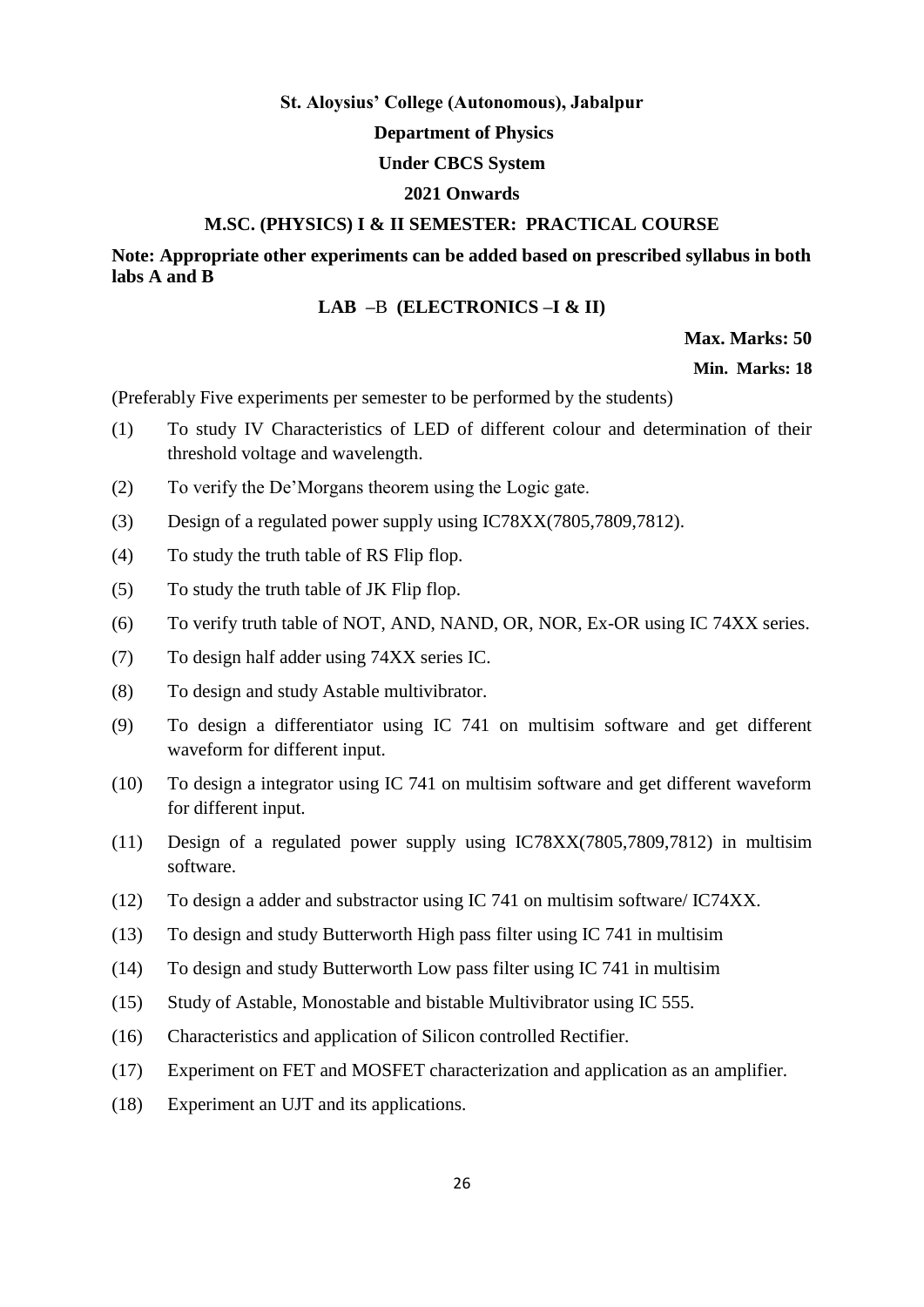**St. Aloysius' College (Autonomous), Jabalpur**

**Department of Physics**

**Under CBCS System**

**2021 Onwards**

**M.SC. (PHYSICS) I & II SEMESTER: PRACTICAL COURSE**

**Note: Appropriate other experiments can be added based on prescribed syllabus in both labs A and B**

**LAB –B (ELECTRONICS –I & II)**

**Max. Marks: 50**

**Min. Marks: 18**

(Preferably Five experiments per semester to be performed by the students)

(1) To study IV Characteristics of LED of different colour and determination of their threshold voltage and wavelength.

(2) To verify the De'Morgans theorem using the Logic gate.

(3) Design of a regulated power supply using IC78XX(7805,7809,7812).

(4) To study the truth table of RS Flip flop.

(5) To study the truth table of JK Flip flop.

(6) To verify truth table of NOT, AND, NAND, OR, NOR, Ex-OR using IC 74XX series.

(7) To design half adder using 74XX series IC.

(8) To design and study Astable multivibrator.

(9) To design a differentiator using IC 741 on multisim software and get different waveform for different input.

(10) To design a integrator using IC 741 on multisim software and get different waveform for different input.

(11) Design of a regulated power supply using IC78XX(7805,7809,7812) in multisim software.

(12) To design a adder and substractor using IC 741 on multisim software/ IC74XX.

(13) To design and study Butterworth High pass filter using IC 741 in multisim

(14) To design and study Butterworth Low pass filter using IC 741 in multisim

(15) Study of Astable, Monostable and bistable Multivibrator using IC 555.

(16) Characteristics and application of Silicon controlled Rectifier.

(17) Experiment on FET and MOSFET characterization and application as an amplifier.

(18) Experiment an UJT and its applications.